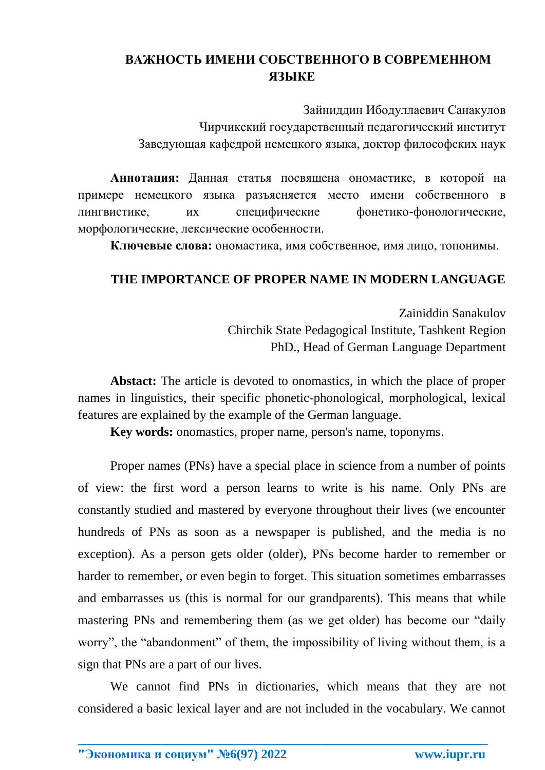# ВАЖНОСТЬ ИМЕНИ СОБСТВЕННОГО В СОВРЕМЕННОМ ЯЗЫКЕ

Зайниддин Ибодуллаевич Санакулов
Чирчикский государственный педагогический институт
Заведующая кафедрой немецкого языка, доктор философских наук

**Аннотация:** Данная статья посвящена ономастике, в которой на примере немецкого языка разъясняется место имени собственного в лингвистике, их специфические фонетико-фонологические, морфологические, лексические особенности.

**Ключевые слова:** ономастика, имя собственное, имя лицо, топонимы.

# THE IMPORTANCE OF PROPER NAME IN MODERN LANGUAGE

Zainiddin Sanakulov
Chirchik State Pedagogical Institute, Tashkent Region
PhD., Head of German Language Department

**Abstact:** The article is devoted to onomastics, in which the place of proper names in linguistics, their specific phonetic-phonological, morphological, lexical features are explained by the example of the German language.

**Key words:** onomastics, proper name, person's name, toponyms.

Proper names (PNs) have a special place in science from a number of points of view: the first word a person learns to write is his name. Only PNs are constantly studied and mastered by everyone throughout their lives (we encounter hundreds of PNs as soon as a newspaper is published, and the media is no exception). As a person gets older (older), PNs become harder to remember or harder to remember, or even begin to forget. This situation sometimes embarrasses and embarrasses us (this is normal for our grandparents). This means that while mastering PNs and remembering them (as we get older) has become our "daily worry", the "abandonment" of them, the impossibility of living without them, is a sign that PNs are a part of our lives.

We cannot find PNs in dictionaries, which means that they are not considered a basic lexical layer and are not included in the vocabulary. We cannot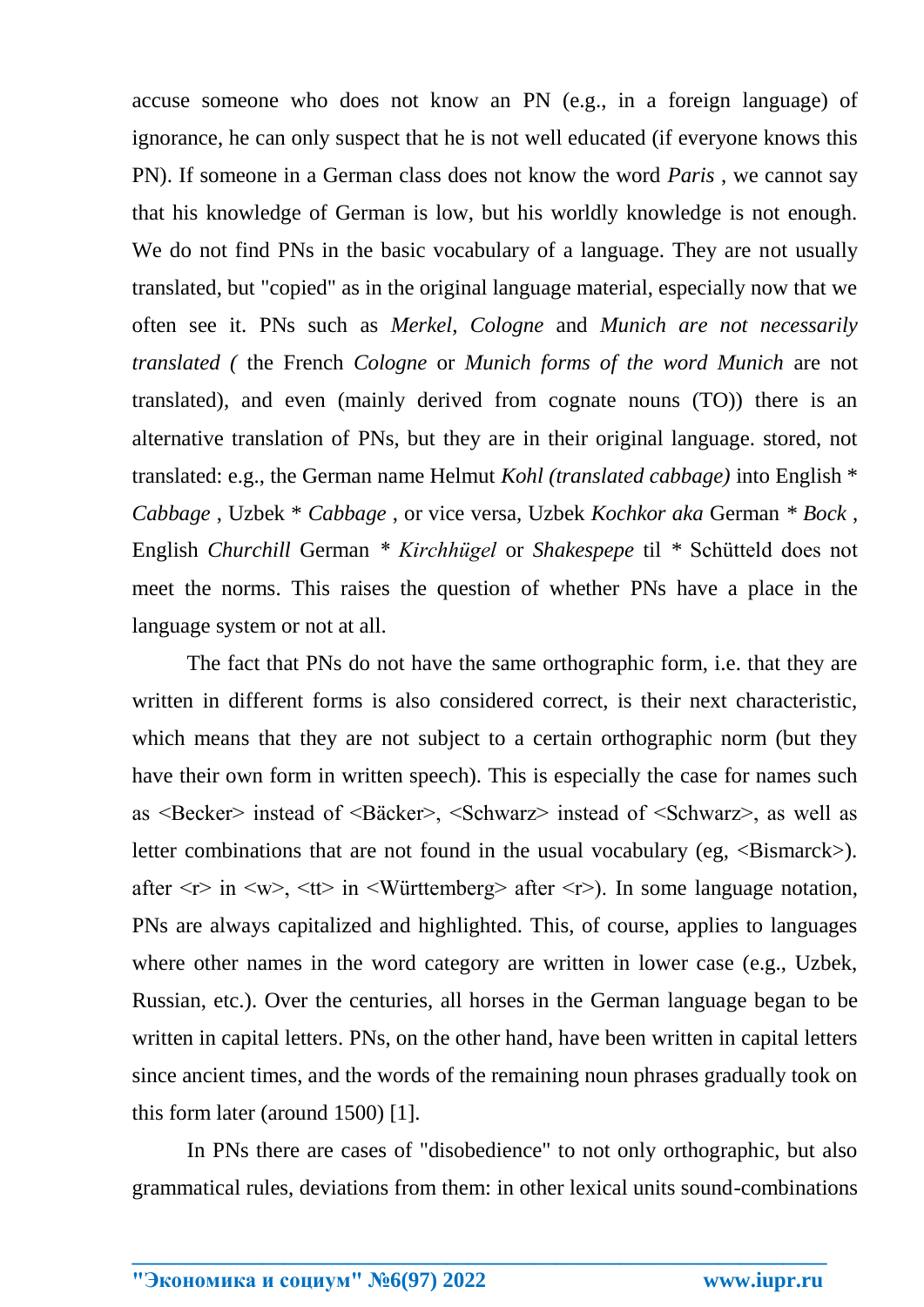accuse someone who does not know an PN (e.g., in a foreign language) of ignorance, he can only suspect that he is not well educated (if everyone knows this PN). If someone in a German class does not know the word *Paris* , we cannot say that his knowledge of German is low, but his worldly knowledge is not enough. We do not find PNs in the basic vocabulary of a language. They are not usually translated, but "copied" as in the original language material, especially now that we often see it. PNs such as *Merkel*, *Cologne* and *Munich are not necessarily translated (* the French *Cologne* or *Munich forms of the word Munich* are not translated), and even (mainly derived from cognate nouns (TO)) there is an alternative translation of PNs, but they are in their original language. stored, not translated: e.g., the German name Helmut *Kohl (translated cabbage)* into English * *Cabbage* , Uzbek * *Cabbage* , or vice versa, Uzbek *Kochkor aka* German * *Bock* , English *Churchill* German * *Kirchhügel* or *Shakespepe* til * Schütteld does not meet the norms. This raises the question of whether PNs have a place in the language system or not at all.

The fact that PNs do not have the same orthographic form, i.e. that they are written in different forms is also considered correct, is their next characteristic, which means that they are not subject to a certain orthographic norm (but they have their own form in written speech). This is especially the case for names such as <Becker> instead of <Bäcker>, <Schwarz> instead of <Schwarz>, as well as letter combinations that are not found in the usual vocabulary (eg, <Bismarck>). after <r> in <w>, <tt> in <Württemberg> after <r>). In some language notation, PNs are always capitalized and highlighted. This, of course, applies to languages where other names in the word category are written in lower case (e.g., Uzbek, Russian, etc.). Over the centuries, all horses in the German language began to be written in capital letters. PNs, on the other hand, have been written in capital letters since ancient times, and the words of the remaining noun phrases gradually took on this form later (around 1500) [1].

In PNs there are cases of "disobedience" to not only orthographic, but also grammatical rules, deviations from them: in other lexical units sound-combinations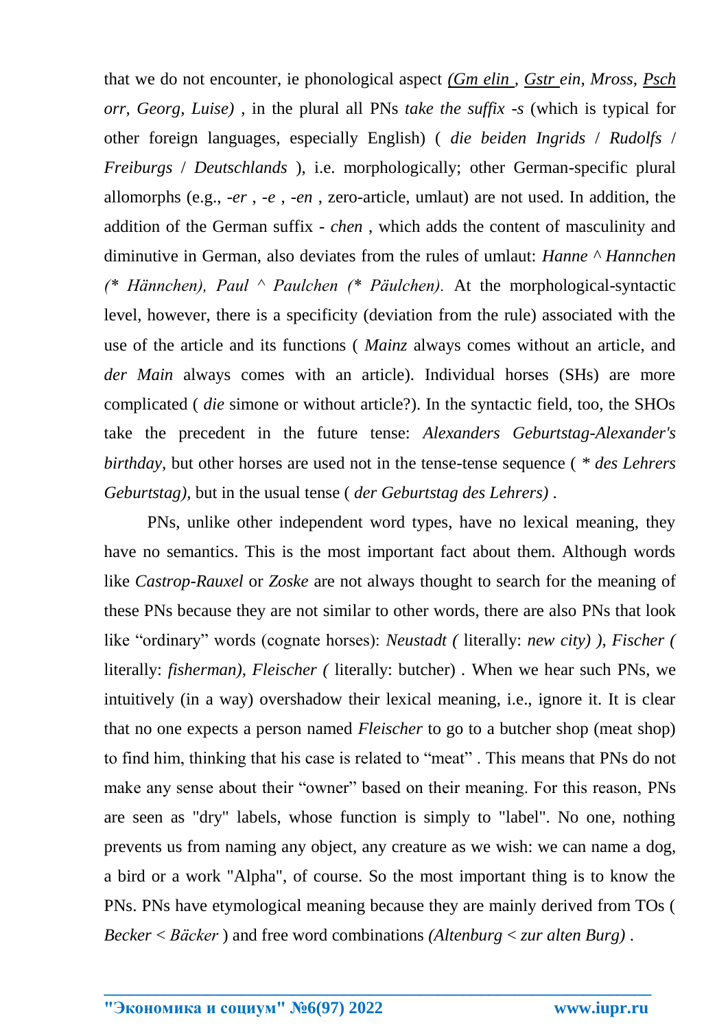that we do not encounter, ie phonological aspect *(Gm elin , Gstr ein, Mross, Psch orr, Georg, Luise)* , in the plural all PNs *take the suffix -s* (which is typical for other foreign languages, especially English) ( *die beiden Ingrids* / *Rudolfs* / *Freiburgs* / *Deutschlands* ), i.e. morphologically; other German-specific plural allomorphs (e.g., *-er* , *-e* , *-en* , zero-article, umlaut) are not used. In addition, the addition of the German suffix - *chen* , which adds the content of masculinity and diminutive in German, also deviates from the rules of umlaut: *Hanne ^ Hannchen (* Hännchen), Paul ^ Paulchen (* Päulchen).* At the morphological-syntactic level, however, there is a specificity (deviation from the rule) associated with the use of the article and its functions ( *Mainz* always comes without an article, and *der Main* always comes with an article). Individual horses (SHs) are more complicated ( *die* simone or without article?). In the syntactic field, too, the SHOs take the precedent in the future tense: *Alexanders Geburtstag-Alexander's birthday*, but other horses are used not in the tense-tense sequence ( ** des Lehrers Geburtstag),* but in the usual tense ( *der Geburtstag des Lehrers)* .

PNs, unlike other independent word types, have no lexical meaning, they have no semantics. This is the most important fact about them. Although words like *Castrop-Rauxel* or *Zoske* are not always thought to search for the meaning of these PNs because they are not similar to other words, there are also PNs that look like "ordinary" words (cognate horses): *Neustadt (* literally: *new city) ), Fischer (* literally: *fisherman), Fleischer (* literally: butcher) . When we hear such PNs, we intuitively (in a way) overshadow their lexical meaning, i.e., ignore it. It is clear that no one expects a person named *Fleischer* to go to a butcher shop (meat shop) to find him, thinking that his case is related to "meat" . This means that PNs do not make any sense about their "owner" based on their meaning. For this reason, PNs are seen as "dry" labels, whose function is simply to "label". No one, nothing prevents us from naming any object, any creature as we wish: we can name a dog, a bird or a work "Alpha", of course. So the most important thing is to know the PNs. PNs have etymological meaning because they are mainly derived from TOs ( *Becker* < *Bäcker* ) and free word combinations *(Altenburg* < *zur alten Burg)* .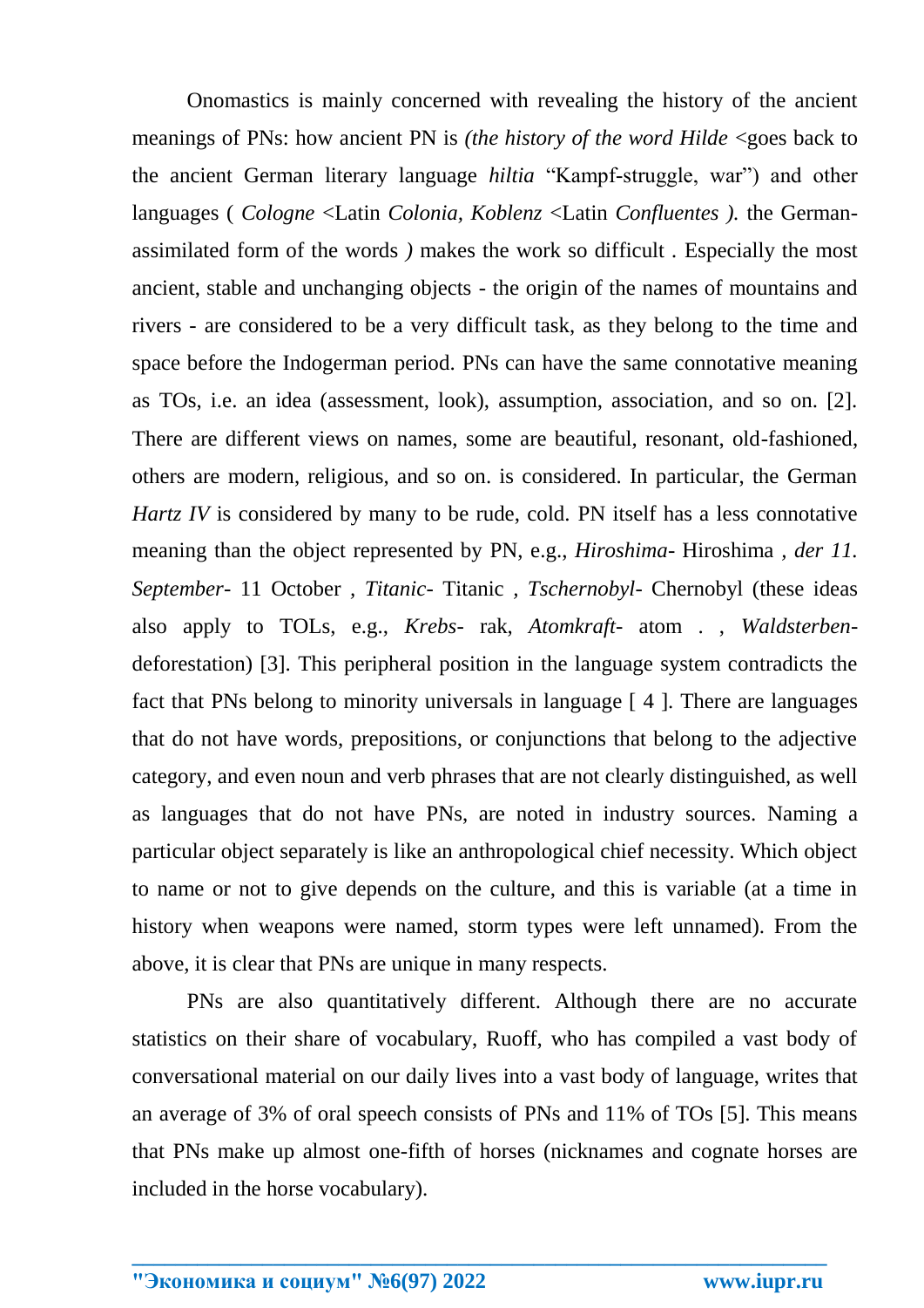Onomastics is mainly concerned with revealing the history of the ancient meanings of PNs: how ancient PN is *(the history of the word Hilde* <goes back to the ancient German literary language *hiltia* "Kampf-struggle, war") and other languages ( *Cologne* <Latin *Colonia, Koblenz* <Latin *Confluentes ).* the German-assimilated form of the words *)* makes the work so difficult . Especially the most ancient, stable and unchanging objects - the origin of the names of mountains and rivers - are considered to be a very difficult task, as they belong to the time and space before the Indogerman period. PNs can have the same connotative meaning as TOs, i.e. an idea (assessment, look), assumption, association, and so on. [2]. There are different views on names, some are beautiful, resonant, old-fashioned, others are modern, religious, and so on. is considered. In particular, the German *Hartz IV* is considered by many to be rude, cold. PN itself has a less connotative meaning than the object represented by PN, e.g., *Hiroshima*- Hiroshima , *der 11. September*- 11 October , *Titanic*- Titanic , *Tschernobyl*- Chernobyl (these ideas also apply to TOLs, e.g., *Krebs*- rak, *Atomkraft*- atom . , *Waldsterben*-deforestation) [3]. This peripheral position in the language system contradicts the fact that PNs belong to minority universals in language [ 4 ]. There are languages that do not have words, prepositions, or conjunctions that belong to the adjective category, and even noun and verb phrases that are not clearly distinguished, as well as languages that do not have PNs, are noted in industry sources. Naming a particular object separately is like an anthropological chief necessity. Which object to name or not to give depends on the culture, and this is variable (at a time in history when weapons were named, storm types were left unnamed). From the above, it is clear that PNs are unique in many respects.

PNs are also quantitatively different. Although there are no accurate statistics on their share of vocabulary, Ruoff, who has compiled a vast body of conversational material on our daily lives into a vast body of language, writes that an average of 3% of oral speech consists of PNs and 11% of TOs [5]. This means that PNs make up almost one-fifth of horses (nicknames and cognate horses are included in the horse vocabulary).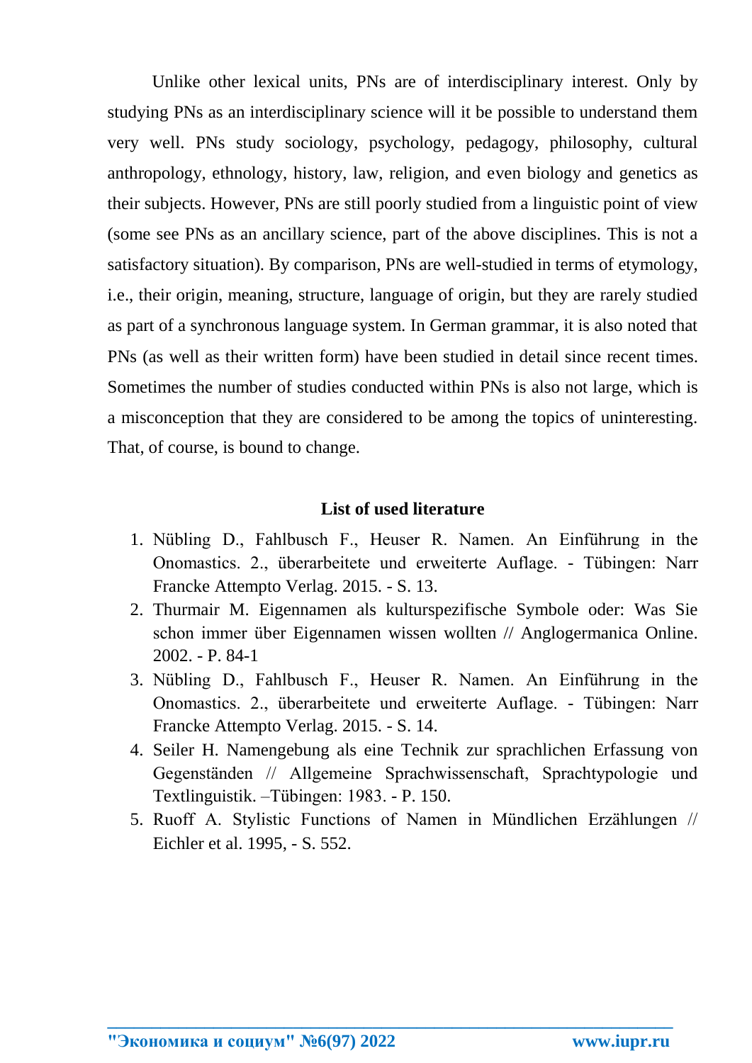Unlike other lexical units, PNs are of interdisciplinary interest. Only by studying PNs as an interdisciplinary science will it be possible to understand them very well. PNs study sociology, psychology, pedagogy, philosophy, cultural anthropology, ethnology, history, law, religion, and even biology and genetics as their subjects. However, PNs are still poorly studied from a linguistic point of view (some see PNs as an ancillary science, part of the above disciplines. This is not a satisfactory situation). By comparison, PNs are well-studied in terms of etymology, i.e., their origin, meaning, structure, language of origin, but they are rarely studied as part of a synchronous language system. In German grammar, it is also noted that PNs (as well as their written form) have been studied in detail since recent times. Sometimes the number of studies conducted within PNs is also not large, which is a misconception that they are considered to be among the topics of uninteresting. That, of course, is bound to change.

## List of used literature

1. Nübling D., Fahlbusch F., Heuser R. Namen. An Einführung in the Onomastics. 2., überarbeitete und erweiterte Auflage. - Tübingen: Narr Francke Attempto Verlag. 2015. - S. 13.
2. Thurmair M. Eigennamen als kulturspezifische Symbole oder: Was Sie schon immer über Eigennamen wissen wollten // Anglogermanica Online. 2002. - P. 84-1
3. Nübling D., Fahlbusch F., Heuser R. Namen. An Einführung in the Onomastics. 2., überarbeitete und erweiterte Auflage. - Tübingen: Narr Francke Attempto Verlag. 2015. - S. 14.
4. Seiler H. Namengebung als eine Technik zur sprachlichen Erfassung von Gegenständen // Allgemeine Sprachwissenschaft, Sprachtypologie und Textlinguistik. –Tübingen: 1983. - P. 150.
5. Ruoff A. Stylistic Functions of Namen in Mündlichen Erzählungen // Eichler et al. 1995, - S. 552.